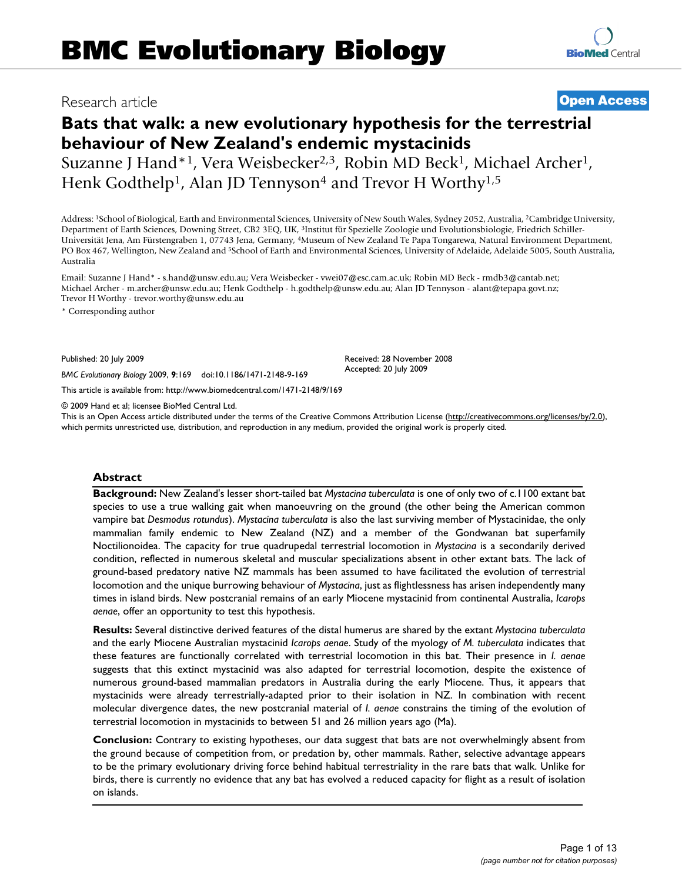# BMC Evolutionary Biology

Research article

**Open Access**

## Bats that walk: a new evolutionary hypothesis for the terrestrial behaviour of New Zealand's endemic mystacinids

Suzanne J Hand*[1], Vera Weisbecker[2,3], Robin MD Beck[1], Michael Archer[1], Henk Godthelp[1], Alan JD Tennyson[4] and Trevor H Worthy[1,5]

Address: [1]School of Biological, Earth and Environmental Sciences, University of New South Wales, Sydney 2052, Australia, [2]Cambridge University, Department of Earth Sciences, Downing Street, CB2 3EQ, UK, [3]Institut für Spezielle Zoologie und Evolutionsbiologie, Friedrich Schiller-Universität Jena, Am Fürstengraben 1, 07743 Jena, Germany, [4]Museum of New Zealand Te Papa Tongarewa, Natural Environment Department, PO Box 467, Wellington, New Zealand and [5]School of Earth and Environmental Sciences, University of Adelaide, Adelaide 5005, South Australia, Australia

Email: Suzanne J Hand* - s.hand@unsw.edu.au; Vera Weisbecker - vwei07@esc.cam.ac.uk; Robin MD Beck - rmdb3@cantab.net; Michael Archer - m.archer@unsw.edu.au; Henk Godthelp - h.godthelp@unsw.edu.au; Alan JD Tennyson - alant@tepapa.govt.nz; Trevor H Worthy - trevor.worthy@unsw.edu.au

\* Corresponding author

Published: 20 July 2009

*BMC Evolutionary Biology* 2009, **9**:169 doi:10.1186/1471-2148-9-169

Received: 28 November 2008
Accepted: 20 July 2009

This article is available from: http://www.biomedcentral.com/1471-2148/9/169

© 2009 Hand et al; licensee BioMed Central Ltd.
This is an Open Access article distributed under the terms of the Creative Commons Attribution License (http://creativecommons.org/licenses/by/2.0), which permits unrestricted use, distribution, and reproduction in any medium, provided the original work is properly cited.

### Abstract

**Background:** New Zealand's lesser short-tailed bat *Mystacina tuberculata* is one of only two of c.1100 extant bat species to use a true walking gait when manoeuvring on the ground (the other being the American common vampire bat *Desmodus rotundus*). *Mystacina tuberculata* is also the last surviving member of Mystacinidae, the only mammalian family endemic to New Zealand (NZ) and a member of the Gondwanan bat superfamily Noctilionoidea. The capacity for true quadrupedal terrestrial locomotion in *Mystacina* is a secondarily derived condition, reflected in numerous skeletal and muscular specializations absent in other extant bats. The lack of ground-based predatory native NZ mammals has been assumed to have facilitated the evolution of terrestrial locomotion and the unique burrowing behaviour of *Mystacina*, just as flightlessness has arisen independently many times in island birds. New postcranial remains of an early Miocene mystacinid from continental Australia, *Icarops aenae*, offer an opportunity to test this hypothesis.

**Results:** Several distinctive derived features of the distal humerus are shared by the extant *Mystacina tuberculata* and the early Miocene Australian mystacinid *Icarops aenae*. Study of the myology of *M. tuberculata* indicates that these features are functionally correlated with terrestrial locomotion in this bat. Their presence in *I. aenae* suggests that this extinct mystacinid was also adapted for terrestrial locomotion, despite the existence of numerous ground-based mammalian predators in Australia during the early Miocene. Thus, it appears that mystacinids were already terrestrially-adapted prior to their isolation in NZ. In combination with recent molecular divergence dates, the new postcranial material of *I. aenae* constrains the timing of the evolution of terrestrial locomotion in mystacinids to between 51 and 26 million years ago (Ma).

**Conclusion:** Contrary to existing hypotheses, our data suggest that bats are not overwhelmingly absent from the ground because of competition from, or predation by, other mammals. Rather, selective advantage appears to be the primary evolutionary driving force behind habitual terrestriality in the rare bats that walk. Unlike for birds, there is currently no evidence that any bat has evolved a reduced capacity for flight as a result of isolation on islands.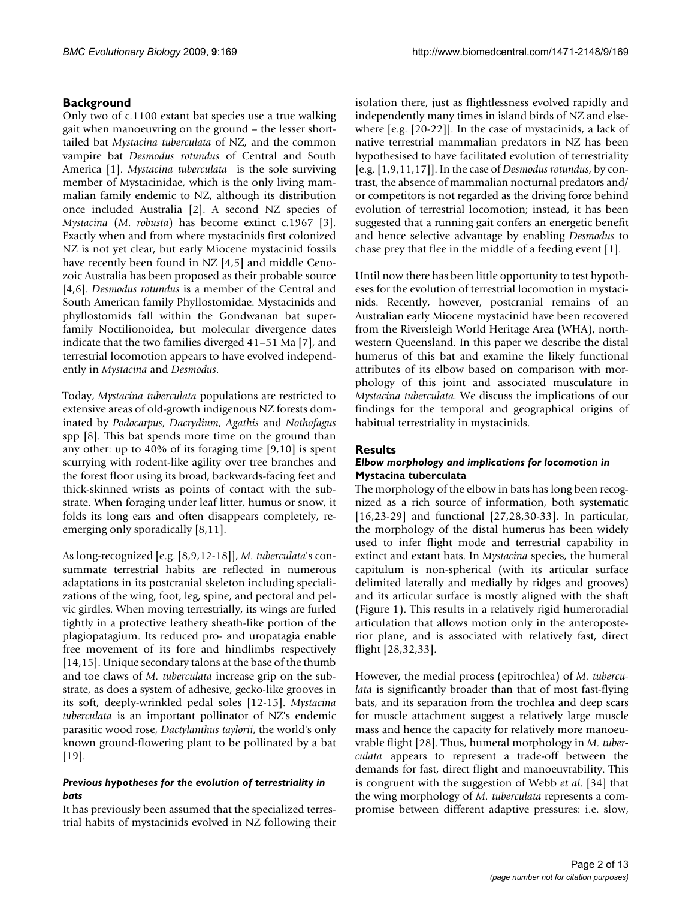## Background

Only two of c.1100 extant bat species use a true walking gait when manoeuvring on the ground – the lesser short-tailed bat *Mystacina tuberculata* of NZ, and the common vampire bat *Desmodus rotundus* of Central and South America [1]. *Mystacina tuberculata* is the sole surviving member of Mystacinidae, which is the only living mammalian family endemic to NZ, although its distribution once included Australia [2]. A second NZ species of *Mystacina* (*M. robusta*) has become extinct c.1967 [3]. Exactly when and from where mystacinids first colonized NZ is not yet clear, but early Miocene mystacinid fossils have recently been found in NZ [4,5] and middle Cenozoic Australia has been proposed as their probable source [4,6]. *Desmodus rotundus* is a member of the Central and South American family Phyllostomidae. Mystacinids and phyllostomids fall within the Gondwanan bat superfamily Noctilionoidea, but molecular divergence dates indicate that the two families diverged 41–51 Ma [7], and terrestrial locomotion appears to have evolved independently in *Mystacina* and *Desmodus*.

Today, *Mystacina tuberculata* populations are restricted to extensive areas of old-growth indigenous NZ forests dominated by *Podocarpus*, *Dacrydium*, *Agathis* and *Nothofagus* spp [8]. This bat spends more time on the ground than any other: up to 40% of its foraging time [9,10] is spent scurrying with rodent-like agility over tree branches and the forest floor using its broad, backwards-facing feet and thick-skinned wrists as points of contact with the substrate. When foraging under leaf litter, humus or snow, it folds its long ears and often disappears completely, re-emerging only sporadically [8,11].

As long-recognized [e.g. [8,9,12-18]], *M. tuberculata*'s consummate terrestrial habits are reflected in numerous adaptations in its postcranial skeleton including specializations of the wing, foot, leg, spine, and pectoral and pelvic girdles. When moving terrestrially, its wings are furled tightly in a protective leathery sheath-like portion of the plagiopatagium. Its reduced pro- and uropatagia enable free movement of its fore and hindlimbs respectively [14,15]. Unique secondary talons at the base of the thumb and toe claws of *M. tuberculata* increase grip on the substrate, as does a system of adhesive, gecko-like grooves in its soft, deeply-wrinkled pedal soles [12-15]. *Mystacina tuberculata* is an important pollinator of NZ's endemic parasitic wood rose, *Dactylanthus taylorii*, the world's only known ground-flowering plant to be pollinated by a bat [19].

### *Previous hypotheses for the evolution of terrestriality in bats*

It has previously been assumed that the specialized terrestrial habits of mystacinids evolved in NZ following their isolation there, just as flightlessness evolved rapidly and independently many times in island birds of NZ and elsewhere [e.g. [20-22]]. In the case of mystacinids, a lack of native terrestrial mammalian predators in NZ has been hypothesised to have facilitated evolution of terrestriality [e.g. [1,9,11,17]]. In the case of *Desmodus rotundus*, by contrast, the absence of mammalian nocturnal predators and/or competitors is not regarded as the driving force behind evolution of terrestrial locomotion; instead, it has been suggested that a running gait confers an energetic benefit and hence selective advantage by enabling *Desmodus* to chase prey that flee in the middle of a feeding event [1].

Until now there has been little opportunity to test hypotheses for the evolution of terrestrial locomotion in mystacinids. Recently, however, postcranial remains of an Australian early Miocene mystacinid have been recovered from the Riversleigh World Heritage Area (WHA), northwestern Queensland. In this paper we describe the distal humerus of this bat and examine the likely functional attributes of its elbow based on comparison with morphology of this joint and associated musculature in *Mystacina tuberculata*. We discuss the implications of our findings for the temporal and geographical origins of habitual terrestriality in mystacinids.

## Results

### *Elbow morphology and implications for locomotion in* Mystacina tuberculata

The morphology of the elbow in bats has long been recognized as a rich source of information, both systematic [16,23-29] and functional [27,28,30-33]. In particular, the morphology of the distal humerus has been widely used to infer flight mode and terrestrial capability in extinct and extant bats. In *Mystacina* species, the humeral capitulum is non-spherical (with its articular surface delimited laterally and medially by ridges and grooves) and its articular surface is mostly aligned with the shaft (Figure 1). This results in a relatively rigid humeroradial articulation that allows motion only in the anteroposterior plane, and is associated with relatively fast, direct flight [28,32,33].

However, the medial process (epitrochlea) of *M. tuberculata* is significantly broader than that of most fast-flying bats, and its separation from the trochlea and deep scars for muscle attachment suggest a relatively large muscle mass and hence the capacity for relatively more manoeuvrable flight [28]. Thus, humeral morphology in *M. tuberculata* appears to represent a trade-off between the demands for fast, direct flight and manoeuvrability. This is congruent with the suggestion of Webb *et al*. [34] that the wing morphology of *M. tuberculata* represents a compromise between different adaptive pressures: i.e. slow,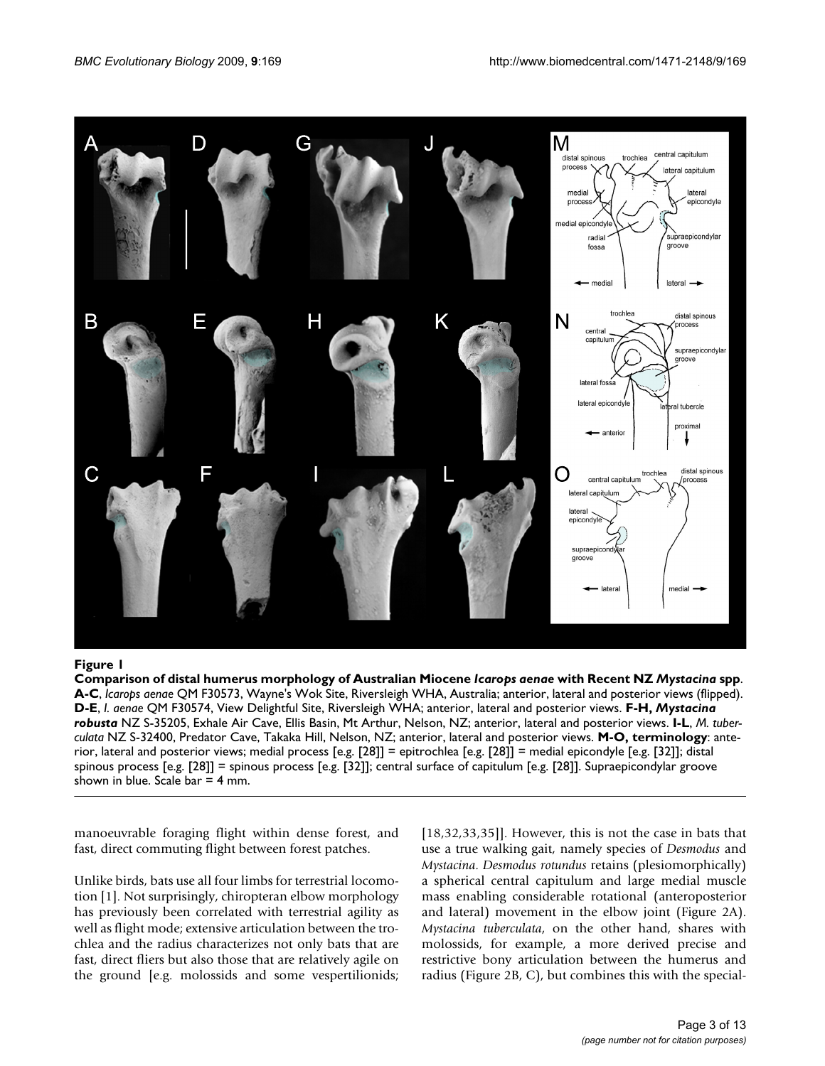**Figure 1**

**Comparison of distal humerus morphology of Australian Miocene *Icarops aenae* with Recent NZ *Mystacina* spp**. **A-C**, *Icarops aenae* QM F30573, Wayne's Wok Site, Riversleigh WHA, Australia; anterior, lateral and posterior views (flipped). **D-E**, *I. aenae* QM F30574, View Delightful Site, Riversleigh WHA; anterior, lateral and posterior views. **F-H, *Mystacina robusta*** NZ S-35205, Exhale Air Cave, Ellis Basin, Mt Arthur, Nelson, NZ; anterior, lateral and posterior views. **I-L**, *M. tuberculata* NZ S-32400, Predator Cave, Takaka Hill, Nelson, NZ; anterior, lateral and posterior views. **M-O, terminology**: anterior, lateral and posterior views; medial process [e.g. [28]] = epitrochlea [e.g. [28]] = medial epicondyle [e.g. [32]]; distal spinous process [e.g. [28]] = spinous process [e.g. [32]]; central surface of capitulum [e.g. [28]]. Supraepicondylar groove shown in blue. Scale bar = 4 mm.

manoeuvrable foraging flight within dense forest, and fast, direct commuting flight between forest patches.

Unlike birds, bats use all four limbs for terrestrial locomotion [1]. Not surprisingly, chiropteran elbow morphology has previously been correlated with terrestrial agility as well as flight mode; extensive articulation between the trochlea and the radius characterizes not only bats that are fast, direct fliers but also those that are relatively agile on the ground [e.g. molossids and some vespertilionids; [18,32,33,35]]. However, this is not the case in bats that use a true walking gait, namely species of *Desmodus* and *Mystacina*. *Desmodus rotundus* retains (plesiomorphically) a spherical central capitulum and large medial muscle mass enabling considerable rotational (anteroposterior and lateral) movement in the elbow joint (Figure 2A). *Mystacina tuberculata*, on the other hand, shares with molossids, for example, a more derived precise and restrictive bony articulation between the humerus and radius (Figure 2B, C), but combines this with the special-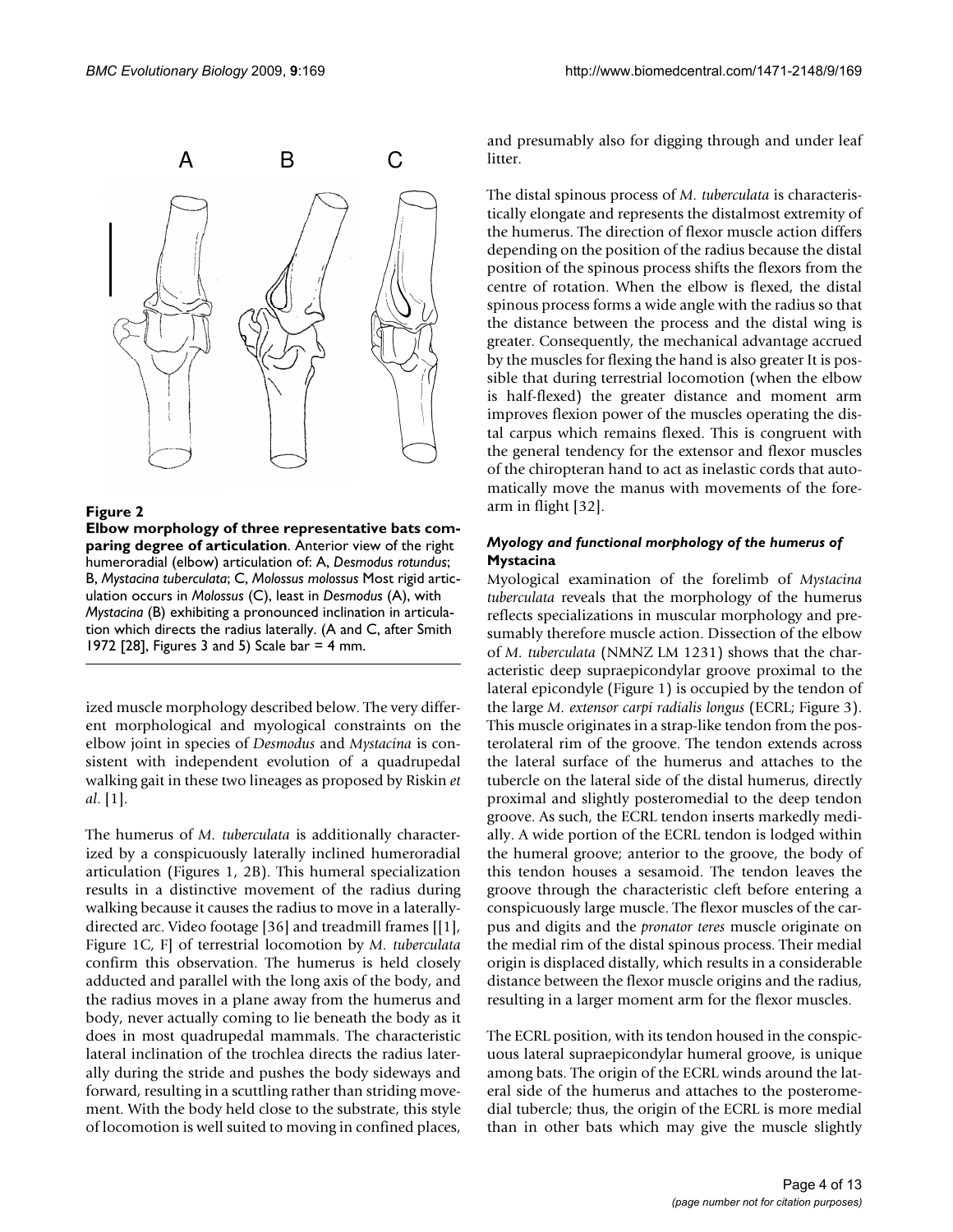**Figure 2**

**Elbow morphology of three representative bats comparing degree of articulation**. Anterior view of the right humeroradial (elbow) articulation of: A, *Desmodus rotundus*; B, *Mystacina tuberculata*; C, *Molossus molossus* Most rigid articulation occurs in *Molossus* (C), least in *Desmodus* (A), with *Mystacina* (B) exhibiting a pronounced inclination in articulation which directs the radius laterally. (A and C, after Smith 1972 [28], Figures 3 and 5) Scale bar = 4 mm.

ized muscle morphology described below. The very different morphological and myological constraints on the elbow joint in species of *Desmodus* and *Mystacina* is consistent with independent evolution of a quadrupedal walking gait in these two lineages as proposed by Riskin *et al*. [1].

The humerus of *M. tuberculata* is additionally characterized by a conspicuously laterally inclined humeroradial articulation (Figures 1, 2B). This humeral specialization results in a distinctive movement of the radius during walking because it causes the radius to move in a laterally-directed arc. Video footage [36] and treadmill frames [[1], Figure 1C, F] of terrestrial locomotion by *M. tuberculata* confirm this observation. The humerus is held closely adducted and parallel with the long axis of the body, and the radius moves in a plane away from the humerus and body, never actually coming to lie beneath the body as it does in most quadrupedal mammals. The characteristic lateral inclination of the trochlea directs the radius laterally during the stride and pushes the body sideways and forward, resulting in a scuttling rather than striding movement. With the body held close to the substrate, this style of locomotion is well suited to moving in confined places, and presumably also for digging through and under leaf litter.

The distal spinous process of *M. tuberculata* is characteristically elongate and represents the distalmost extremity of the humerus. The direction of flexor muscle action differs depending on the position of the radius because the distal position of the spinous process shifts the flexors from the centre of rotation. When the elbow is flexed, the distal spinous process forms a wide angle with the radius so that the distance between the process and the distal wing is greater. Consequently, the mechanical advantage accrued by the muscles for flexing the hand is also greater It is possible that during terrestrial locomotion (when the elbow is half-flexed) the greater distance and moment arm improves flexion power of the muscles operating the distal carpus which remains flexed. This is congruent with the general tendency for the extensor and flexor muscles of the chiropteran hand to act as inelastic cords that automatically move the manus with movements of the forearm in flight [32].

#### *Myology and functional morphology of the humerus of* Mystacina

Myological examination of the forelimb of *Mystacina tuberculata* reveals that the morphology of the humerus reflects specializations in muscular morphology and presumably therefore muscle action. Dissection of the elbow of *M. tuberculata* (NMNZ LM 1231) shows that the characteristic deep supraepicondylar groove proximal to the lateral epicondyle (Figure 1) is occupied by the tendon of the large *M. extensor carpi radialis longus* (ECRL; Figure 3). This muscle originates in a strap-like tendon from the posterolateral rim of the groove. The tendon extends across the lateral surface of the humerus and attaches to the tubercle on the lateral side of the distal humerus, directly proximal and slightly posteromedial to the deep tendon groove. As such, the ECRL tendon inserts markedly medially. A wide portion of the ECRL tendon is lodged within the humeral groove; anterior to the groove, the body of this tendon houses a sesamoid. The tendon leaves the groove through the characteristic cleft before entering a conspicuously large muscle. The flexor muscles of the carpus and digits and the *pronator teres* muscle originate on the medial rim of the distal spinous process. Their medial origin is displaced distally, which results in a considerable distance between the flexor muscle origins and the radius, resulting in a larger moment arm for the flexor muscles.

The ECRL position, with its tendon housed in the conspicuous lateral supraepicondylar humeral groove, is unique among bats. The origin of the ECRL winds around the lateral side of the humerus and attaches to the posteromedial tubercle; thus, the origin of the ECRL is more medial than in other bats which may give the muscle slightly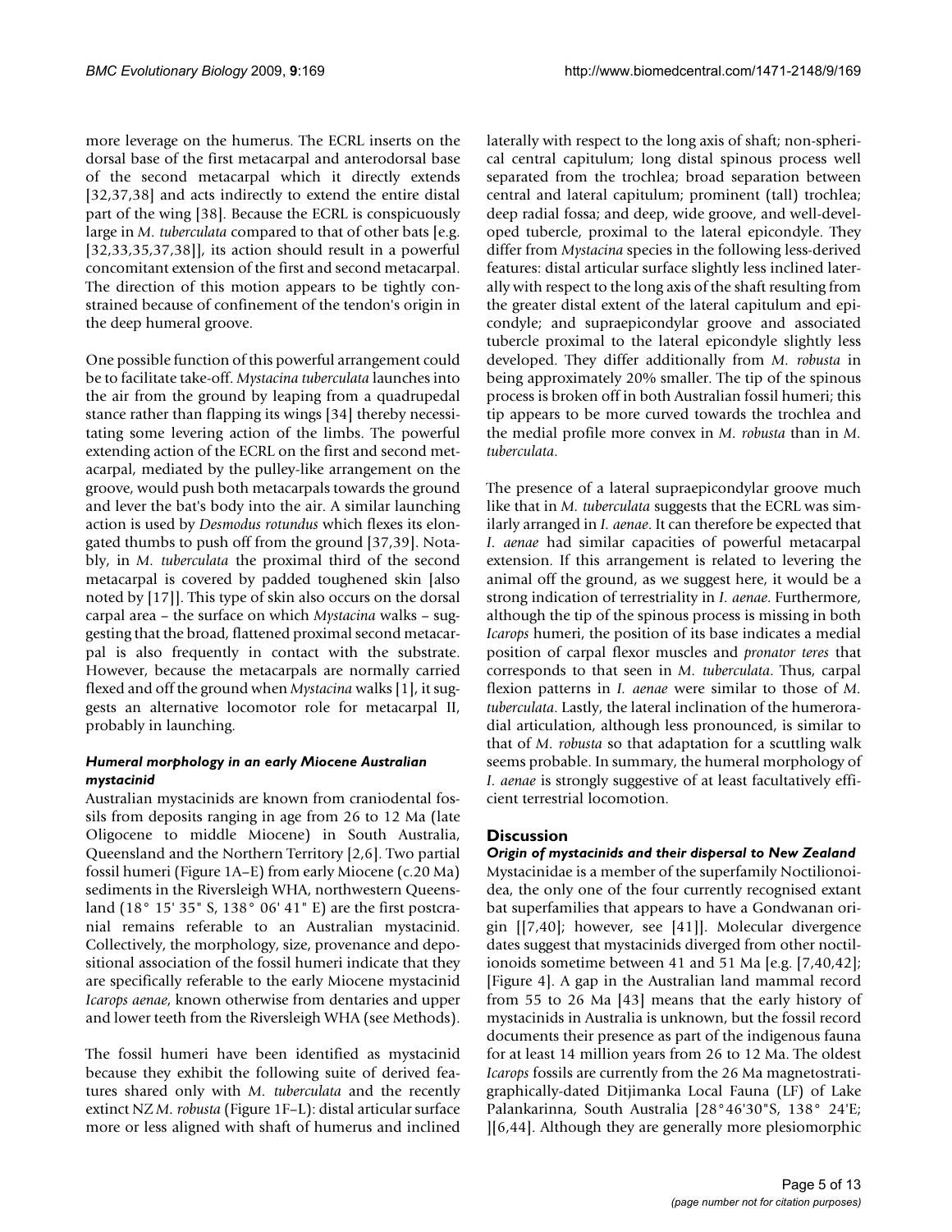more leverage on the humerus. The ECRL inserts on the dorsal base of the first metacarpal and anterodorsal base of the second metacarpal which it directly extends [32,37,38] and acts indirectly to extend the entire distal part of the wing [38]. Because the ECRL is conspicuously large in *M. tuberculata* compared to that of other bats [e.g. [32,33,35,37,38]], its action should result in a powerful concomitant extension of the first and second metacarpal. The direction of this motion appears to be tightly constrained because of confinement of the tendon's origin in the deep humeral groove.

One possible function of this powerful arrangement could be to facilitate take-off. *Mystacina tuberculata* launches into the air from the ground by leaping from a quadrupedal stance rather than flapping its wings [34] thereby necessitating some levering action of the limbs. The powerful extending action of the ECRL on the first and second metacarpal, mediated by the pulley-like arrangement on the groove, would push both metacarpals towards the ground and lever the bat's body into the air. A similar launching action is used by *Desmodus rotundus* which flexes its elongated thumbs to push off from the ground [37,39]. Notably, in *M. tuberculata* the proximal third of the second metacarpal is covered by padded toughened skin [also noted by [17]]. This type of skin also occurs on the dorsal carpal area – the surface on which *Mystacina* walks – suggesting that the broad, flattened proximal second metacarpal is also frequently in contact with the substrate. However, because the metacarpals are normally carried flexed and off the ground when *Mystacina* walks [1], it suggests an alternative locomotor role for metacarpal II, probably in launching.

### *Humeral morphology in an early Miocene Australian mystacinid*

Australian mystacinids are known from craniodental fossils from deposits ranging in age from 26 to 12 Ma (late Oligocene to middle Miocene) in South Australia, Queensland and the Northern Territory [2,6]. Two partial fossil humeri (Figure 1A–E) from early Miocene (c.20 Ma) sediments in the Riversleigh WHA, northwestern Queensland (18° 15' 35" S, 138° 06' 41" E) are the first postcranial remains referable to an Australian mystacinid. Collectively, the morphology, size, provenance and depositional association of the fossil humeri indicate that they are specifically referable to the early Miocene mystacinid *Icarops aenae*, known otherwise from dentaries and upper and lower teeth from the Riversleigh WHA (see Methods).

The fossil humeri have been identified as mystacinid because they exhibit the following suite of derived features shared only with *M. tuberculata* and the recently extinct NZ *M. robusta* (Figure 1F–L): distal articular surface more or less aligned with shaft of humerus and inclined laterally with respect to the long axis of shaft; non-spherical central capitulum; long distal spinous process well separated from the trochlea; broad separation between central and lateral capitulum; prominent (tall) trochlea; deep radial fossa; and deep, wide groove, and well-developed tubercle, proximal to the lateral epicondyle. They differ from *Mystacina* species in the following less-derived features: distal articular surface slightly less inclined laterally with respect to the long axis of the shaft resulting from the greater distal extent of the lateral capitulum and epicondyle; and supraepicondylar groove and associated tubercle proximal to the lateral epicondyle slightly less developed. They differ additionally from *M. robusta* in being approximately 20% smaller. The tip of the spinous process is broken off in both Australian fossil humeri; this tip appears to be more curved towards the trochlea and the medial profile more convex in *M. robusta* than in *M. tuberculata*.

The presence of a lateral supraepicondylar groove much like that in *M. tuberculata* suggests that the ECRL was similarly arranged in *I. aenae*. It can therefore be expected that *I. aenae* had similar capacities of powerful metacarpal extension. If this arrangement is related to levering the animal off the ground, as we suggest here, it would be a strong indication of terrestriality in *I. aenae*. Furthermore, although the tip of the spinous process is missing in both *Icarops* humeri, the position of its base indicates a medial position of carpal flexor muscles and *pronator teres* that corresponds to that seen in *M. tuberculata*. Thus, carpal flexion patterns in *I. aenae* were similar to those of *M. tuberculata*. Lastly, the lateral inclination of the humeroradial articulation, although less pronounced, is similar to that of *M. robusta* so that adaptation for a scuttling walk seems probable. In summary, the humeral morphology of *I. aenae* is strongly suggestive of at least facultatively efficient terrestrial locomotion.

## Discussion

### *Origin of mystacinids and their dispersal to New Zealand*

Mystacinidae is a member of the superfamily Noctilionoidea, the only one of the four currently recognised extant bat superfamilies that appears to have a Gondwanan origin [[7,40]; however, see [41]]. Molecular divergence dates suggest that mystacinids diverged from other noctilionoids sometime between 41 and 51 Ma [e.g. [7,40,42]; [Figure 4]. A gap in the Australian land mammal record from 55 to 26 Ma [43] means that the early history of mystacinids in Australia is unknown, but the fossil record documents their presence as part of the indigenous fauna for at least 14 million years from 26 to 12 Ma. The oldest *Icarops* fossils are currently from the 26 Ma magnetostratigraphically-dated Ditjimanka Local Fauna (LF) of Lake Palankarinna, South Australia [28°46'30"S, 138° 24'E; ][6,44]. Although they are generally more plesiomorphic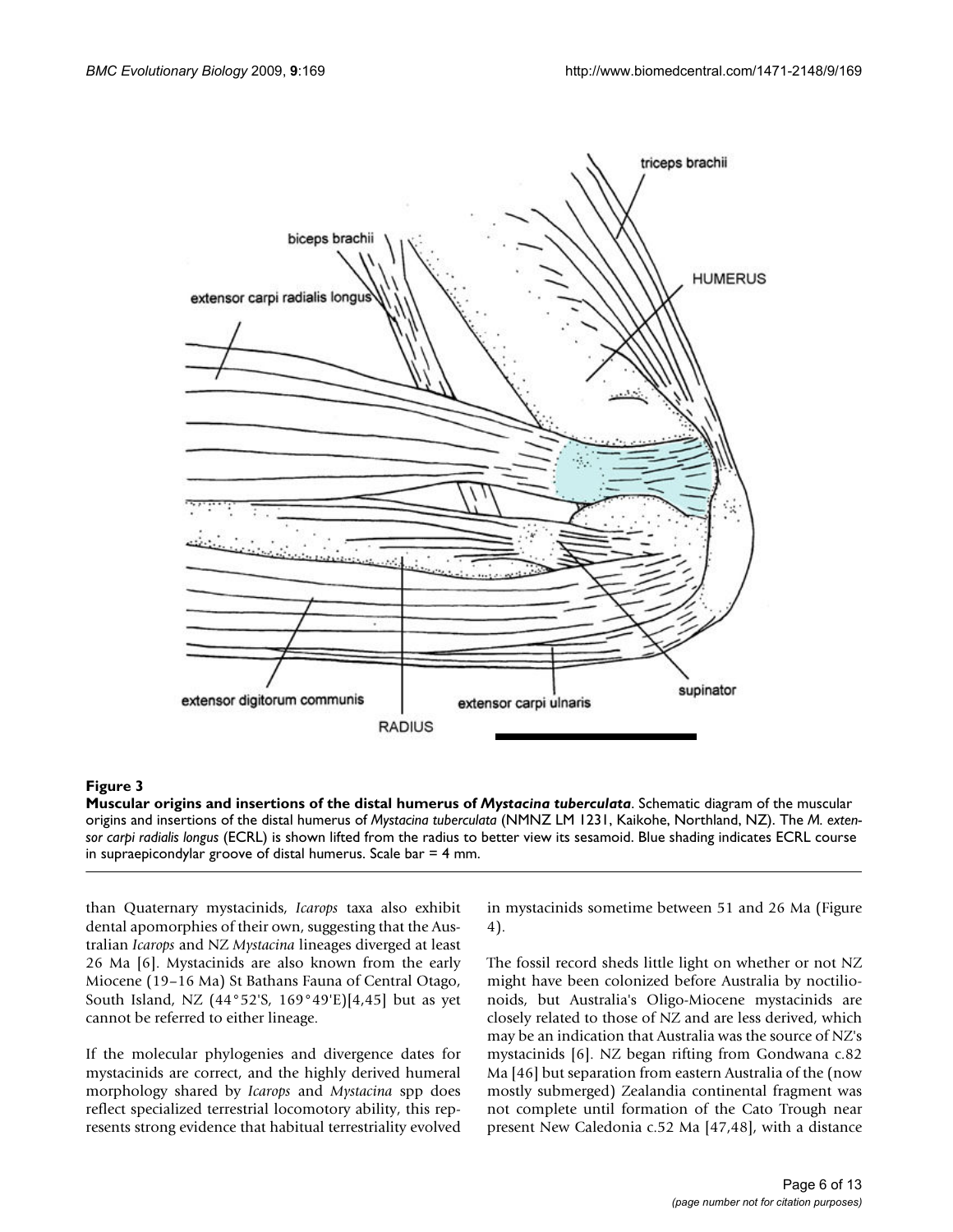**Figure 3**

**Muscular origins and insertions of the distal humerus of *Mystacina tuberculata***. Schematic diagram of the muscular origins and insertions of the distal humerus of *Mystacina tuberculata* (NMNZ LM 1231, Kaikohe, Northland, NZ). The *M. extensor carpi radialis longus* (ECRL) is shown lifted from the radius to better view its sesamoid. Blue shading indicates ECRL course in supraepicondylar groove of distal humerus. Scale bar = 4 mm.

than Quaternary mystacinids, *Icarops* taxa also exhibit dental apomorphies of their own, suggesting that the Australian *Icarops* and NZ *Mystacina* lineages diverged at least 26 Ma [6]. Mystacinids are also known from the early Miocene (19–16 Ma) St Bathans Fauna of Central Otago, South Island, NZ (44°52'S, 169°49'E)[4,45] but as yet cannot be referred to either lineage.

If the molecular phylogenies and divergence dates for mystacinids are correct, and the highly derived humeral morphology shared by *Icarops* and *Mystacina* spp does reflect specialized terrestrial locomotory ability, this represents strong evidence that habitual terrestriality evolved in mystacinids sometime between 51 and 26 Ma (Figure 4).

The fossil record sheds little light on whether or not NZ might have been colonized before Australia by noctilionoids, but Australia's Oligo-Miocene mystacinids are closely related to those of NZ and are less derived, which may be an indication that Australia was the source of NZ's mystacinids [6]. NZ began rifting from Gondwana c.82 Ma [46] but separation from eastern Australia of the (now mostly submerged) Zealandia continental fragment was not complete until formation of the Cato Trough near present New Caledonia c.52 Ma [47,48], with a distance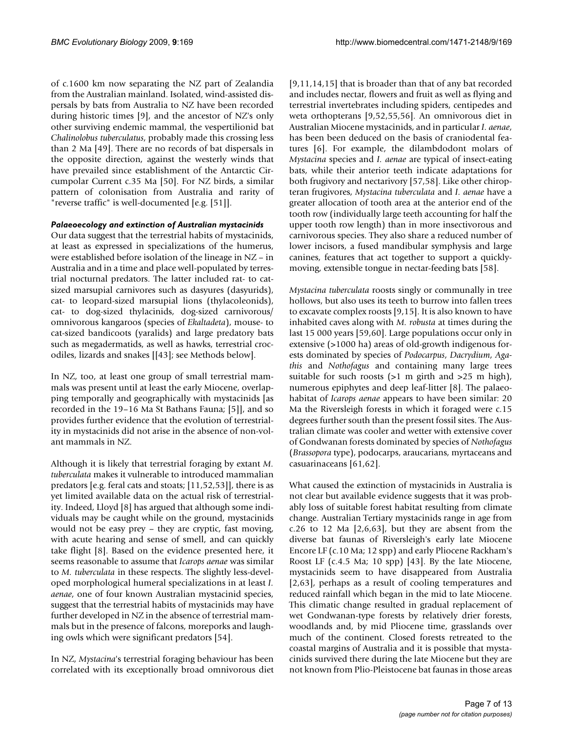of c.1600 km now separating the NZ part of Zealandia from the Australian mainland. Isolated, wind-assisted dispersals by bats from Australia to NZ have been recorded during historic times [9], and the ancestor of NZ's only other surviving endemic mammal, the vespertilionid bat *Chalinolobus tuberculatus*, probably made this crossing less than 2 Ma [49]. There are no records of bat dispersals in the opposite direction, against the westerly winds that have prevailed since establishment of the Antarctic Circumpolar Current c.35 Ma [50]. For NZ birds, a similar pattern of colonisation from Australia and rarity of "reverse traffic" is well-documented [e.g. [51]].

### *Palaeoecology and extinction of Australian mystacinids*

Our data suggest that the terrestrial habits of mystacinids, at least as expressed in specializations of the humerus, were established before isolation of the lineage in NZ – in Australia and in a time and place well-populated by terrestrial nocturnal predators. The latter included rat- to cat-sized marsupial carnivores such as dasyures (dasyurids), cat- to leopard-sized marsupial lions (thylacoleonids), cat- to dog-sized thylacinids, dog-sized carnivorous/omnivorous kangaroos (species of *Ekaltadeta*), mouse- to cat-sized bandicoots (yaralids) and large predatory bats such as megadermatids, as well as hawks, terrestrial crocodiles, lizards and snakes [[43]; see Methods below].

In NZ, too, at least one group of small terrestrial mammals was present until at least the early Miocene, overlapping temporally and geographically with mystacinids [as recorded in the 19–16 Ma St Bathans Fauna; [5]], and so provides further evidence that the evolution of terrestriality in mystacinids did not arise in the absence of non-volant mammals in NZ.

Although it is likely that terrestrial foraging by extant *M. tuberculata* makes it vulnerable to introduced mammalian predators [e.g. feral cats and stoats; [11,52,53]], there is as yet limited available data on the actual risk of terrestriality. Indeed, Lloyd [8] has argued that although some individuals may be caught while on the ground, mystacinids would not be easy prey – they are cryptic, fast moving, with acute hearing and sense of smell, and can quickly take flight [8]. Based on the evidence presented here, it seems reasonable to assume that *Icarops aenae* was similar to *M. tuberculata* in these respects. The slightly less-developed morphological humeral specializations in at least *I. aenae*, one of four known Australian mystacinid species, suggest that the terrestrial habits of mystacinids may have further developed in NZ in the absence of terrestrial mammals but in the presence of falcons, moreporks and laughing owls which were significant predators [54].

In NZ, *Mystacina*'s terrestrial foraging behaviour has been correlated with its exceptionally broad omnivorous diet [9,11,14,15] that is broader than that of any bat recorded and includes nectar, flowers and fruit as well as flying and terrestrial invertebrates including spiders, centipedes and weta orthopterans [9,52,55,56]. An omnivorous diet in Australian Miocene mystacinids, and in particular *I. aenae*, has been deduced on the basis of craniodental features [6]. For example, the dilambdodont molars of *Mystacina* species and *I. aenae* are typical of insect-eating bats, while their anterior teeth indicate adaptations for both frugivory and nectarivory [57,58]. Like other chiropteran frugivores, *Mystacina tuberculata* and *I. aenae* have a greater allocation of tooth area at the anterior end of the tooth row (individually large teeth accounting for half the upper tooth row length) than in more insectivorous and carnivorous species. They also share a reduced number of lower incisors, a fused mandibular symphysis and large canines, features that act together to support a quickly-moving, extensible tongue in nectar-feeding bats [58].

*Mystacina tuberculata* roosts singly or communally in tree hollows, but also uses its teeth to burrow into fallen trees to excavate complex roosts [9,15]. It is also known to have inhabited caves along with *M. robusta* at times during the last 15 000 years [59,60]. Large populations occur only in extensive (>1000 ha) areas of old-growth indigenous forests dominated by species of *Podocarpus*, *Dacrydium*, *Agathis* and *Nothofagus* and containing many large trees suitable for such roosts (>1 m girth and >25 m high), numerous epiphytes and deep leaf-litter [8]. The palaeohabitat of *Icarops aenae* appears to have been similar: 20 Ma the Riversleigh forests in which it foraged were c.15 degrees further south than the present fossil sites. The Australian climate was cooler and wetter with extensive cover of Gondwanan forests dominated by species of *Nothofagus* (*Brassopora* type), podocarps, araucarians, myrtaceans and casuarinaceans [61,62].

What caused the extinction of mystacinids in Australia is not clear but available evidence suggests that it was probably loss of suitable forest habitat resulting from climate change. Australian Tertiary mystacinids range in age from c.26 to 12 Ma [2,6,63], but they are absent from the diverse bat faunas of Riversleigh's early late Miocene Encore LF (c.10 Ma; 12 spp) and early Pliocene Rackham's Roost LF (c.4.5 Ma; 10 spp) [43]. By the late Miocene, mystacinids seem to have disappeared from Australia [2,63], perhaps as a result of cooling temperatures and reduced rainfall which began in the mid to late Miocene. This climatic change resulted in gradual replacement of wet Gondwanan-type forests by relatively drier forests, woodlands and, by mid Pliocene time, grasslands over much of the continent. Closed forests retreated to the coastal margins of Australia and it is possible that mystacinids survived there during the late Miocene but they are not known from Plio-Pleistocene bat faunas in those areas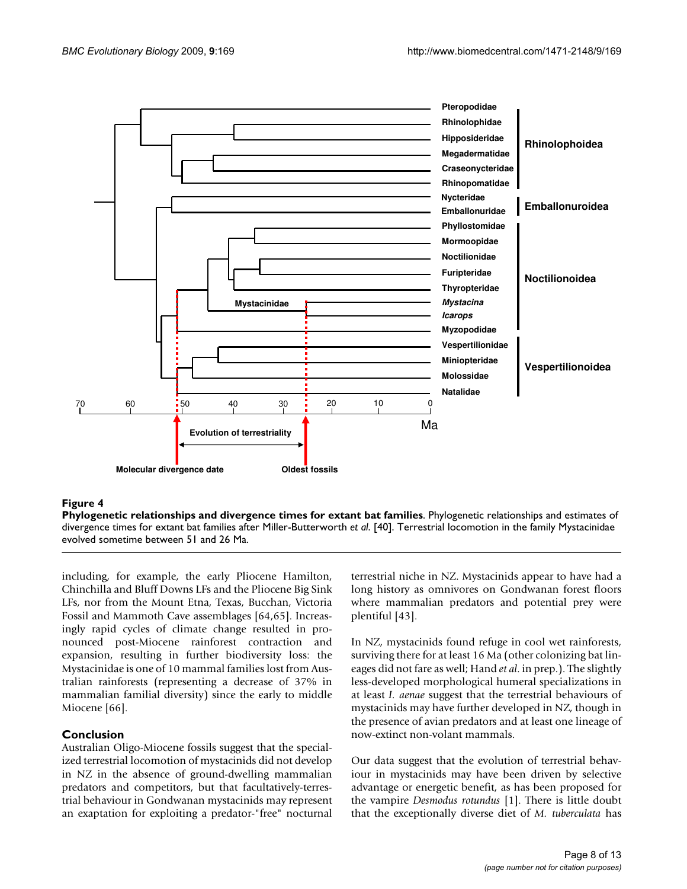**Figure 4**

**Phylogenetic relationships and divergence times for extant bat families**. Phylogenetic relationships and estimates of divergence times for extant bat families after Miller-Butterworth *et al.* [40]. Terrestrial locomotion in the family Mystacinidae evolved sometime between 51 and 26 Ma.

including, for example, the early Pliocene Hamilton, Chinchilla and Bluff Downs LFs and the Pliocene Big Sink LFs, nor from the Mount Etna, Texas, Bucchan, Victoria Fossil and Mammoth Cave assemblages [64,65]. Increasingly rapid cycles of climate change resulted in pronounced post-Miocene rainforest contraction and expansion, resulting in further biodiversity loss: the Mystacinidae is one of 10 mammal families lost from Australian rainforests (representing a decrease of 37% in mammalian familial diversity) since the early to middle Miocene [66].

## Conclusion

Australian Oligo-Miocene fossils suggest that the specialized terrestrial locomotion of mystacinids did not develop in NZ in the absence of ground-dwelling mammalian predators and competitors, but that facultatively-terrestrial behaviour in Gondwanan mystacinids may represent an exaptation for exploiting a predator-"free" nocturnal terrestrial niche in NZ. Mystacinids appear to have had a long history as omnivores on Gondwanan forest floors where mammalian predators and potential prey were plentiful [43].

In NZ, mystacinids found refuge in cool wet rainforests, surviving there for at least 16 Ma (other colonizing bat lineages did not fare as well; Hand *et al.* in prep.). The slightly less-developed morphological humeral specializations in at least *I. aenae* suggest that the terrestrial behaviours of mystacinids may have further developed in NZ, though in the presence of avian predators and at least one lineage of now-extinct non-volant mammals.

Our data suggest that the evolution of terrestrial behaviour in mystacinids may have been driven by selective advantage or energetic benefit, as has been proposed for the vampire *Desmodus rotundus* [1]. There is little doubt that the exceptionally diverse diet of *M. tuberculata* has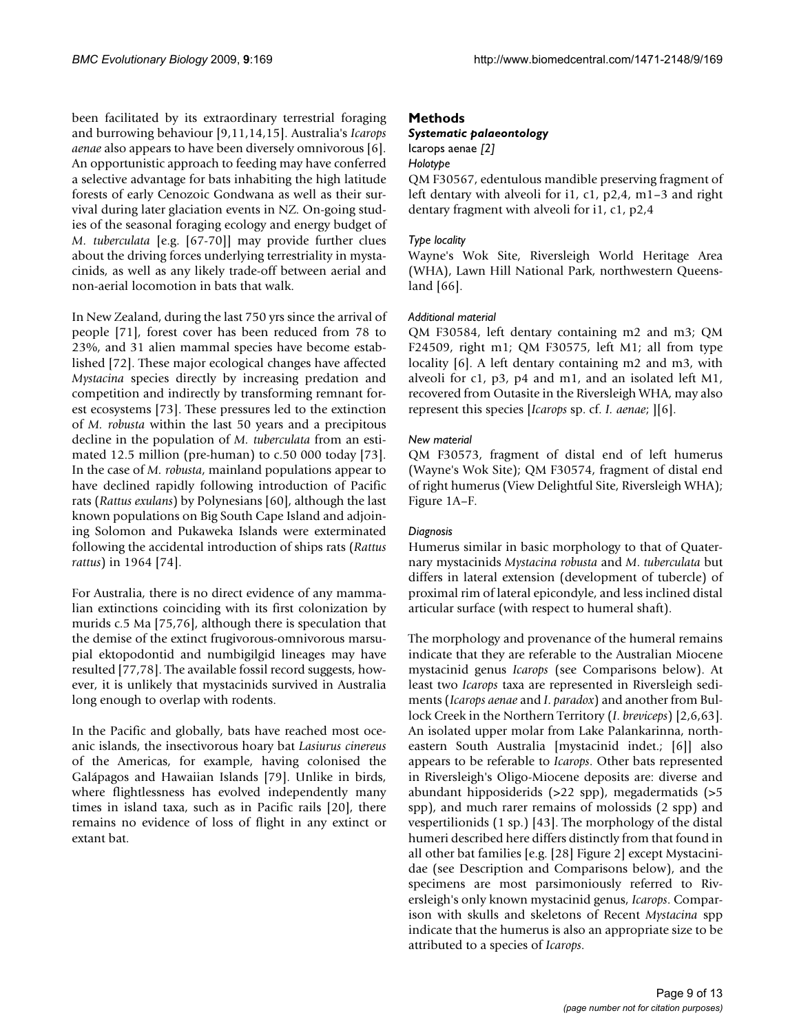been facilitated by its extraordinary terrestrial foraging and burrowing behaviour [9,11,14,15]. Australia's *Icarops aenae* also appears to have been diversely omnivorous [6]. An opportunistic approach to feeding may have conferred a selective advantage for bats inhabiting the high latitude forests of early Cenozoic Gondwana as well as their survival during later glaciation events in NZ. On-going studies of the seasonal foraging ecology and energy budget of *M. tuberculata* [e.g. [67-70]] may provide further clues about the driving forces underlying terrestriality in mystacinids, as well as any likely trade-off between aerial and non-aerial locomotion in bats that walk.

In New Zealand, during the last 750 yrs since the arrival of people [71], forest cover has been reduced from 78 to 23%, and 31 alien mammal species have become established [72]. These major ecological changes have affected *Mystacina* species directly by increasing predation and competition and indirectly by transforming remnant forest ecosystems [73]. These pressures led to the extinction of *M. robusta* within the last 50 years and a precipitous decline in the population of *M. tuberculata* from an estimated 12.5 million (pre-human) to c.50 000 today [73]. In the case of *M. robusta*, mainland populations appear to have declined rapidly following introduction of Pacific rats (*Rattus exulans*) by Polynesians [60], although the last known populations on Big South Cape Island and adjoining Solomon and Pukaweka Islands were exterminated following the accidental introduction of ships rats (*Rattus rattus*) in 1964 [74].

For Australia, there is no direct evidence of any mammalian extinctions coinciding with its first colonization by murids c.5 Ma [75,76], although there is speculation that the demise of the extinct frugivorous-omnivorous marsupial ektopodontid and numbigilgid lineages may have resulted [77,78]. The available fossil record suggests, however, it is unlikely that mystacinids survived in Australia long enough to overlap with rodents.

In the Pacific and globally, bats have reached most oceanic islands, the insectivorous hoary bat *Lasiurus cinereus* of the Americas, for example, having colonised the Galápagos and Hawaiian Islands [79]. Unlike in birds, where flightlessness has evolved independently many times in island taxa, such as in Pacific rails [20], there remains no evidence of loss of flight in any extinct or extant bat.

## Methods

### *Systematic palaeontology*

Icarops aenae *[2]*

#### *Holotype*

QM F30567, edentulous mandible preserving fragment of left dentary with alveoli for i1, c1, p2,4, m1–3 and right dentary fragment with alveoli for i1, c1, p2,4

#### *Type locality*

Wayne's Wok Site, Riversleigh World Heritage Area (WHA), Lawn Hill National Park, northwestern Queensland [66].

#### *Additional material*

QM F30584, left dentary containing m2 and m3; QM F24509, right m1; QM F30575, left M1; all from type locality [6]. A left dentary containing m2 and m3, with alveoli for c1, p3, p4 and m1, and an isolated left M1, recovered from Outasite in the Riversleigh WHA, may also represent this species [*Icarops* sp. cf. *I. aenae*; ][6].

#### *New material*

QM F30573, fragment of distal end of left humerus (Wayne's Wok Site); QM F30574, fragment of distal end of right humerus (View Delightful Site, Riversleigh WHA); Figure 1A–F.

#### *Diagnosis*

Humerus similar in basic morphology to that of Quaternary mystacinids *Mystacina robusta* and *M. tuberculata* but differs in lateral extension (development of tubercle) of proximal rim of lateral epicondyle, and less inclined distal articular surface (with respect to humeral shaft).

The morphology and provenance of the humeral remains indicate that they are referable to the Australian Miocene mystacinid genus *Icarops* (see Comparisons below). At least two *Icarops* taxa are represented in Riversleigh sediments (*Icarops aenae* and *I. paradox*) and another from Bullock Creek in the Northern Territory (*I. breviceps*) [2,6,63]. An isolated upper molar from Lake Palankarinna, northeastern South Australia [mystacinid indet.; [6]] also appears to be referable to *Icarops*. Other bats represented in Riversleigh's Oligo-Miocene deposits are: diverse and abundant hipposiderids (>22 spp), megadermatids (>5 spp), and much rarer remains of molossids (2 spp) and vespertilionids (1 sp.) [43]. The morphology of the distal humeri described here differs distinctly from that found in all other bat families [e.g. [28] Figure 2] except Mystacinidae (see Description and Comparisons below), and the specimens are most parsimoniously referred to Riversleigh's only known mystacinid genus, *Icarops*. Comparison with skulls and skeletons of Recent *Mystacina* spp indicate that the humerus is also an appropriate size to be attributed to a species of *Icarops*.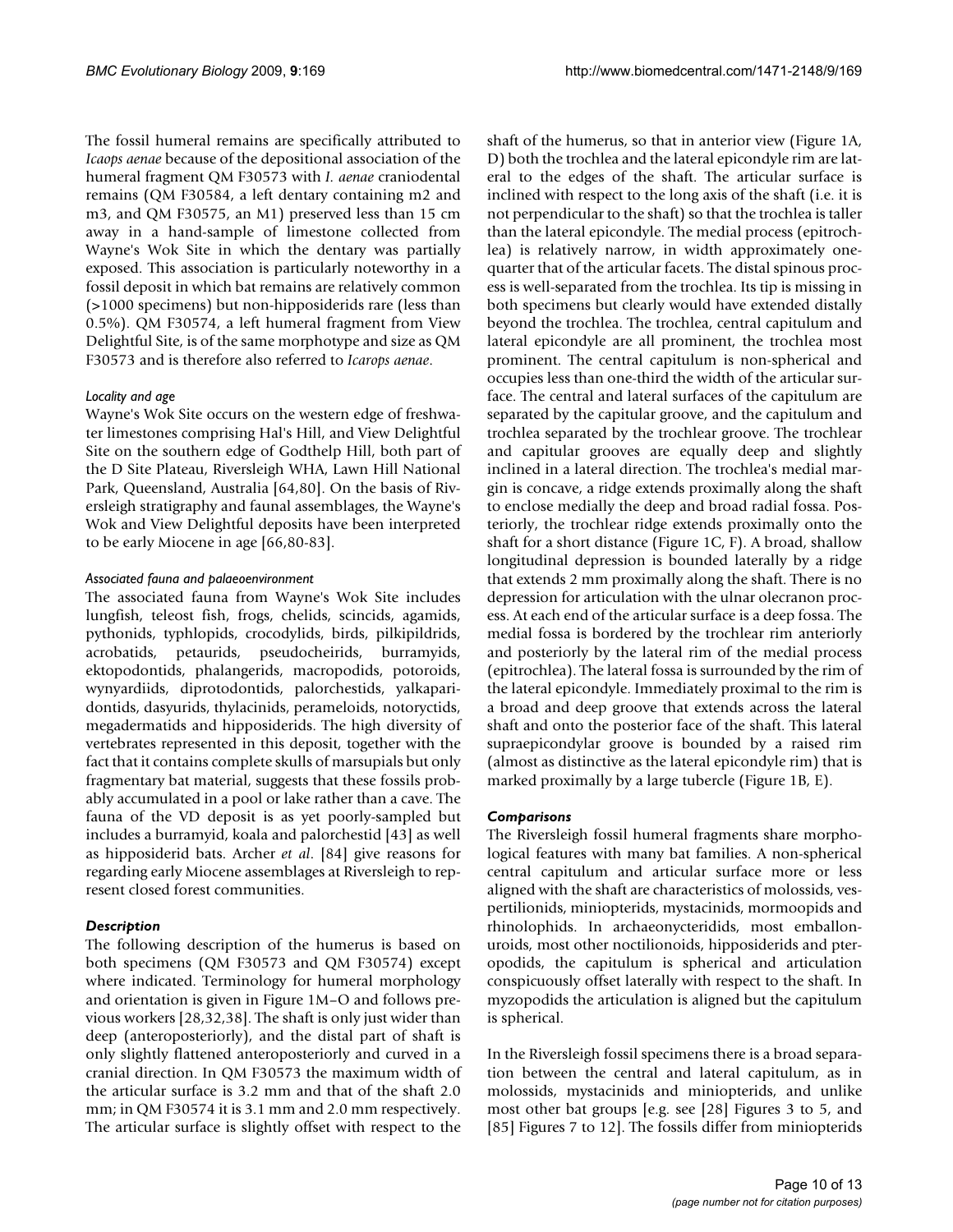The fossil humeral remains are specifically attributed to *Icaops aenae* because of the depositional association of the humeral fragment QM F30573 with *I. aenae* craniodental remains (QM F30584, a left dentary containing m2 and m3, and QM F30575, an M1) preserved less than 15 cm away in a hand-sample of limestone collected from Wayne's Wok Site in which the dentary was partially exposed. This association is particularly noteworthy in a fossil deposit in which bat remains are relatively common (>1000 specimens) but non-hipposiderids rare (less than 0.5%). QM F30574, a left humeral fragment from View Delightful Site, is of the same morphotype and size as QM F30573 and is therefore also referred to *Icarops aenae*.

#### *Locality and age*

Wayne's Wok Site occurs on the western edge of freshwater limestones comprising Hal's Hill, and View Delightful Site on the southern edge of Godthelp Hill, both part of the D Site Plateau, Riversleigh WHA, Lawn Hill National Park, Queensland, Australia [64,80]. On the basis of Riversleigh stratigraphy and faunal assemblages, the Wayne's Wok and View Delightful deposits have been interpreted to be early Miocene in age [66,80-83].

#### *Associated fauna and palaeoenvironment*

The associated fauna from Wayne's Wok Site includes lungfish, teleost fish, frogs, chelids, scincids, agamids, pythonids, typhlopids, crocodylids, birds, pilkipildrids, acrobatids, petaurids, pseudocheirids, burramyids, ektopodontids, phalangerids, macropodids, potoroids, wynyardiids, diprotodontids, palorchestids, yalkaparidontids, dasyurids, thylacinids, perameloids, notoryctids, megadermatids and hipposiderids. The high diversity of vertebrates represented in this deposit, together with the fact that it contains complete skulls of marsupials but only fragmentary bat material, suggests that these fossils probably accumulated in a pool or lake rather than a cave. The fauna of the VD deposit is as yet poorly-sampled but includes a burramyid, koala and palorchestid [43] as well as hipposiderid bats. Archer *et al*. [84] give reasons for regarding early Miocene assemblages at Riversleigh to represent closed forest communities.

### *Description*

The following description of the humerus is based on both specimens (QM F30573 and QM F30574) except where indicated. Terminology for humeral morphology and orientation is given in Figure 1M–O and follows previous workers [28,32,38]. The shaft is only just wider than deep (anteroposteriorly), and the distal part of shaft is only slightly flattened anteroposteriorly and curved in a cranial direction. In QM F30573 the maximum width of the articular surface is 3.2 mm and that of the shaft 2.0 mm; in QM F30574 it is 3.1 mm and 2.0 mm respectively. The articular surface is slightly offset with respect to the shaft of the humerus, so that in anterior view (Figure 1A, D) both the trochlea and the lateral epicondyle rim are lateral to the edges of the shaft. The articular surface is inclined with respect to the long axis of the shaft (i.e. it is not perpendicular to the shaft) so that the trochlea is taller than the lateral epicondyle. The medial process (epitrochlea) is relatively narrow, in width approximately one-quarter that of the articular facets. The distal spinous process is well-separated from the trochlea. Its tip is missing in both specimens but clearly would have extended distally beyond the trochlea. The trochlea, central capitulum and lateral epicondyle are all prominent, the trochlea most prominent. The central capitulum is non-spherical and occupies less than one-third the width of the articular surface. The central and lateral surfaces of the capitulum are separated by the capitular groove, and the capitulum and trochlea separated by the trochlear groove. The trochlear and capitular grooves are equally deep and slightly inclined in a lateral direction. The trochlea's medial margin is concave, a ridge extends proximally along the shaft to enclose medially the deep and broad radial fossa. Posteriorly, the trochlear ridge extends proximally onto the shaft for a short distance (Figure 1C, F). A broad, shallow longitudinal depression is bounded laterally by a ridge that extends 2 mm proximally along the shaft. There is no depression for articulation with the ulnar olecranon process. At each end of the articular surface is a deep fossa. The medial fossa is bordered by the trochlear rim anteriorly and posteriorly by the lateral rim of the medial process (epitrochlea). The lateral fossa is surrounded by the rim of the lateral epicondyle. Immediately proximal to the rim is a broad and deep groove that extends across the lateral shaft and onto the posterior face of the shaft. This lateral supraepicondylar groove is bounded by a raised rim (almost as distinctive as the lateral epicondyle rim) that is marked proximally by a large tubercle (Figure 1B, E).

### *Comparisons*

The Riversleigh fossil humeral fragments share morphological features with many bat families. A non-spherical central capitulum and articular surface more or less aligned with the shaft are characteristics of molossids, vespertilionids, miniopterids, mystacinids, mormoopids and rhinolophids. In archaeonycteridids, most emballonuroids, most other noctilionoids, hipposiderids and pteropodids, the capitulum is spherical and articulation conspicuously offset laterally with respect to the shaft. In myzopodids the articulation is aligned but the capitulum is spherical.

In the Riversleigh fossil specimens there is a broad separation between the central and lateral capitulum, as in molossids, mystacinids and miniopterids, and unlike most other bat groups [e.g. see [28] Figures 3 to 5, and [85] Figures 7 to 12]. The fossils differ from miniopterids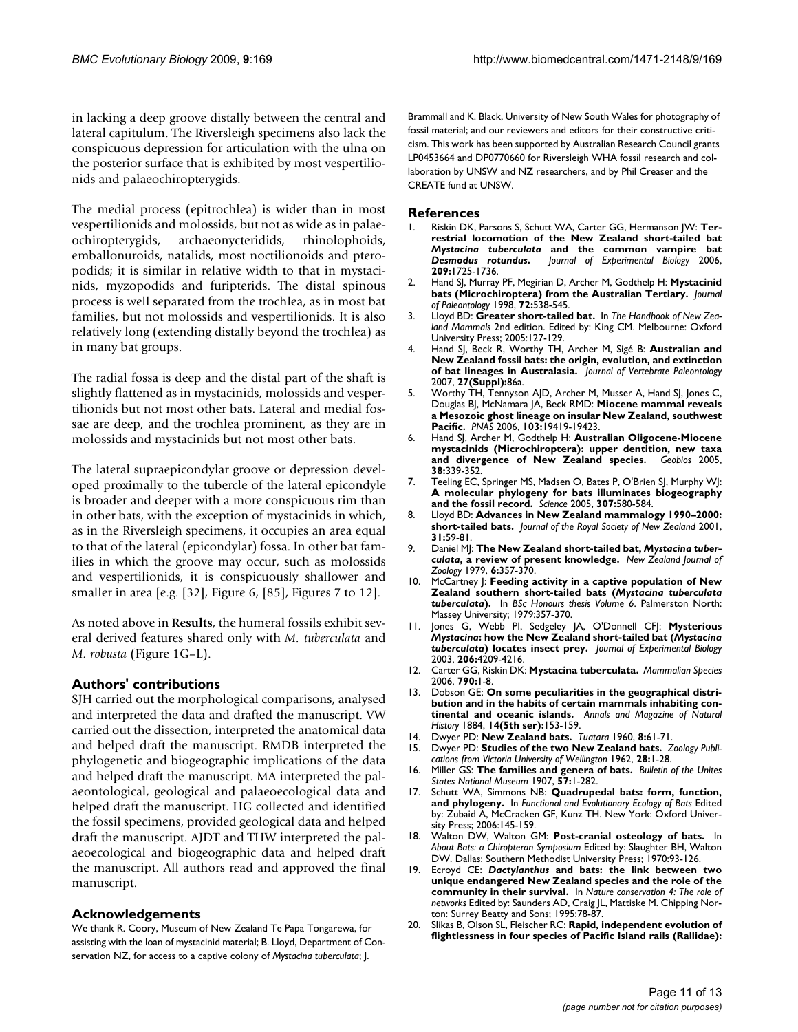in lacking a deep groove distally between the central and lateral capitulum. The Riversleigh specimens also lack the conspicuous depression for articulation with the ulna on the posterior surface that is exhibited by most vespertilionids and palaeochiropterygids.

The medial process (epitrochlea) is wider than in most vespertilionids and molossids, but not as wide as in palaeochiropterygids, archaeonycteridids, rhinolophoids, emballonuroids, natalids, most noctilionoids and pteropodids; it is similar in relative width to that in mystacinids, myzopodids and furipterids. The distal spinous process is well separated from the trochlea, as in most bat families, but not molossids and vespertilionids. It is also relatively long (extending distally beyond the trochlea) as in many bat groups.

The radial fossa is deep and the distal part of the shaft is slightly flattened as in mystacinids, molossids and vespertilionids but not most other bats. Lateral and medial fossae are deep, and the trochlea prominent, as they are in molossids and mystacinids but not most other bats.

The lateral supraepicondylar groove or depression developed proximally to the tubercle of the lateral epicondyle is broader and deeper with a more conspicuous rim than in other bats, with the exception of mystacinids in which, as in the Riversleigh specimens, it occupies an area equal to that of the lateral (epicondylar) fossa. In other bat families in which the groove may occur, such as molossids and vespertilionids, it is conspicuously shallower and smaller in area [e.g. [32], Figure 6, [85], Figures 7 to 12].

As noted above in **Results**, the humeral fossils exhibit several derived features shared only with *M. tuberculata* and *M. robusta* (Figure 1G–L).

## Authors' contributions

SJH carried out the morphological comparisons, analysed and interpreted the data and drafted the manuscript. VW carried out the dissection, interpreted the anatomical data and helped draft the manuscript. RMDB interpreted the phylogenetic and biogeographic implications of the data and helped draft the manuscript. MA interpreted the palaeontological, geological and palaeoecological data and helped draft the manuscript. HG collected and identified the fossil specimens, provided geological data and helped draft the manuscript. AJDT and THW interpreted the palaeoecological and biogeographic data and helped draft the manuscript. All authors read and approved the final manuscript.

## Acknowledgements

We thank R. Coory, Museum of New Zealand Te Papa Tongarewa, for assisting with the loan of mystacinid material; B. Lloyd, Department of Conservation NZ, for access to a captive colony of *Mystacina tuberculata*; J. Brammall and K. Black, University of New South Wales for photography of fossil material; and our reviewers and editors for their constructive criticism. This work has been supported by Australian Research Council grants LP0453664 and DP0770660 for Riversleigh WHA fossil research and collaboration by UNSW and NZ researchers, and by Phil Creaser and the CREATE fund at UNSW.

## References

1. Riskin DK, Parsons S, Schutt WA, Carter GG, Hermanson JW: **Terrestrial locomotion of the New Zealand short-tailed bat *Mystacina tuberculata* and the common vampire bat *Desmodus rotundus*.** *Journal of Experimental Biology* 2006, **209:**1725-1736.
2. Hand SJ, Murray PF, Megirian D, Archer M, Godthelp H: **Mystacinid bats (Microchiroptera) from the Australian Tertiary.** *Journal of Paleontology* 1998, **72:**538-545.
3. Lloyd BD: **Greater short-tailed bat.** In *The Handbook of New Zealand Mammals* 2nd edition. Edited by: King CM. Melbourne: Oxford University Press; 2005:127-129.
4. Hand SJ, Beck R, Worthy TH, Archer M, Sigé B: **Australian and New Zealand fossil bats: the origin, evolution, and extinction of bat lineages in Australasia.** *Journal of Vertebrate Paleontology* 2007, **27(Suppl):**86a.
5. Worthy TH, Tennyson AJD, Archer M, Musser A, Hand SJ, Jones C, Douglas BJ, McNamara JA, Beck RMD: **Miocene mammal reveals a Mesozoic ghost lineage on insular New Zealand, southwest Pacific.** *PNAS* 2006, **103:**19419-19423.
6. Hand SJ, Archer M, Godthelp H: **Australian Oligocene-Miocene mystacinids (Microchiroptera): upper dentition, new taxa and divergence of New Zealand species.** *Geobios* 2005, **38:**339-352.
7. Teeling EC, Springer MS, Madsen O, Bates P, O'Brien SJ, Murphy WJ: **A molecular phylogeny for bats illuminates biogeography and the fossil record.** *Science* 2005, **307:**580-584.
8. Lloyd BD: **Advances in New Zealand mammalogy 1990–2000: short-tailed bats.** *Journal of the Royal Society of New Zealand* 2001, **31:**59-81.
9. Daniel MJ: **The New Zealand short-tailed bat, *Mystacina tuberculata*, a review of present knowledge.** *New Zealand Journal of Zoology* 1979, **6:**357-370.
10. McCartney J: **Feeding activity in a captive population of New Zealand southern short-tailed bats (*Mystacina tuberculata tuberculata*).** In *BSc Honours thesis Volume 6*. Palmerston North: Massey University; 1979:357-370.
11. Jones G, Webb PI, Sedgeley JA, O'Donnell CFJ: **Mysterious *Mystacina*: how the New Zealand short-tailed bat (*Mystacina tuberculata*) locates insect prey.** *Journal of Experimental Biology* 2003, **206:**4209-4216.
12. Carter GG, Riskin DK: **Mystacina tuberculata.** *Mammalian Species* 2006, **790:**1-8.
13. Dobson GE: **On some peculiarities in the geographical distribution and in the habits of certain mammals inhabiting continental and oceanic islands.** *Annals and Magazine of Natural History* 1884, **14(5th ser):**153-159.
14. Dwyer PD: **New Zealand bats.** *Tuatara* 1960, **8:**61-71.
15. Dwyer PD: **Studies of the two New Zealand bats.** *Zoology Publications from Victoria University of Wellington* 1962, **28:**1-28.
16. Miller GS: **The families and genera of bats.** *Bulletin of the Unites States National Museum* 1907, **57:**1-282.
17. Schutt WA, Simmons NB: **Quadrupedal bats: form, function, and phylogeny.** In *Functional and Evolutionary Ecology of Bats* Edited by: Zubaid A, McCracken GF, Kunz TH. New York: Oxford University Press; 2006:145-159.
18. Walton DW, Walton GM: **Post-cranial osteology of bats.** In *About Bats: a Chiropteran Symposium* Edited by: Slaughter BH, Walton DW. Dallas: Southern Methodist University Press; 1970:93-126.
19. Ecroyd CE: ***Dactylanthus* and bats: the link between two unique endangered New Zealand species and the role of the community in their survival.** In *Nature conservation 4: The role of networks* Edited by: Saunders AD, Craig JL, Mattiske M. Chipping Norton: Surrey Beatty and Sons; 1995:78-87.
20. Slikas B, Olson SL, Fleischer RC: **Rapid, independent evolution of flightlessness in four species of Pacific Island rails (Rallidae):**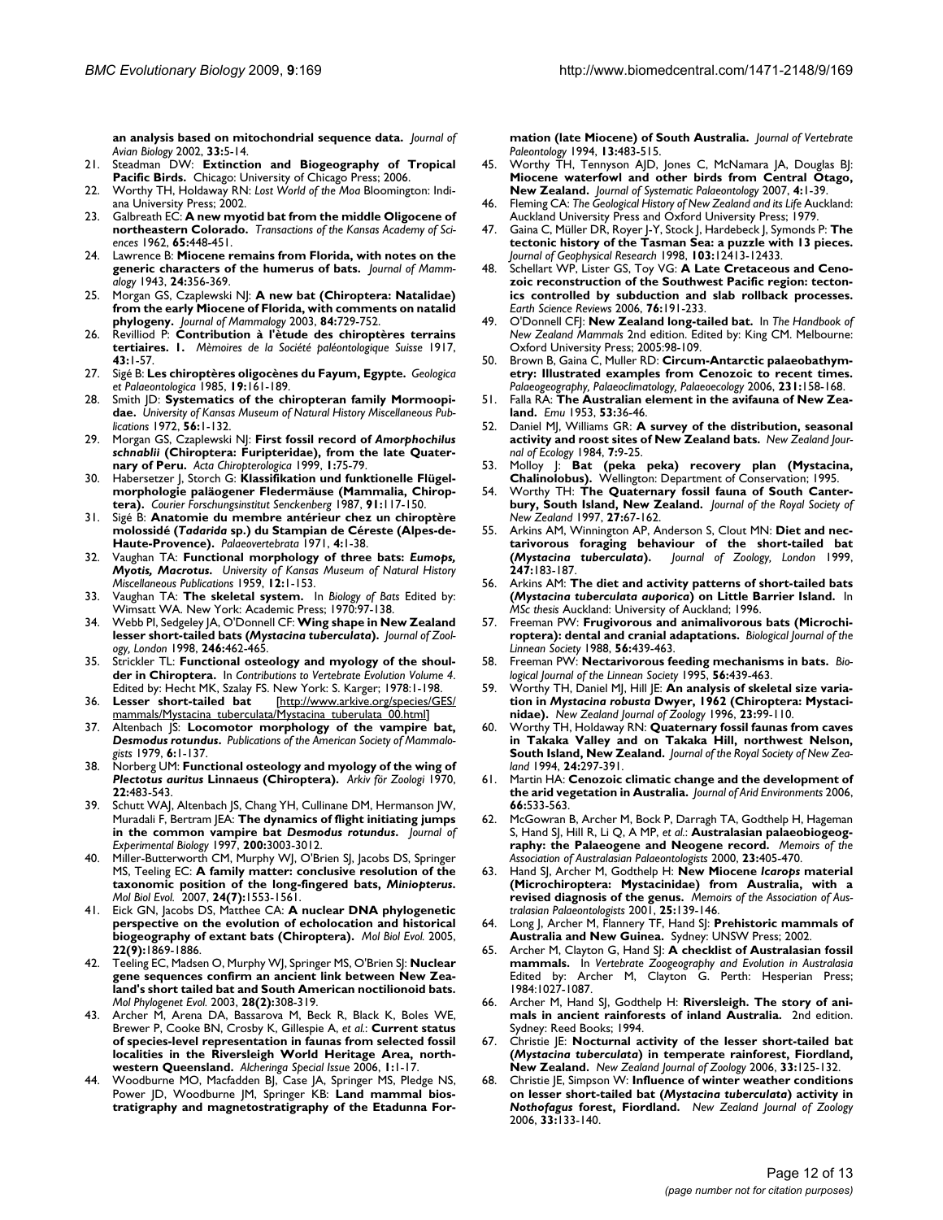**an analysis based on mitochondrial sequence data.** *Journal of Avian Biology* 2002, **33:**5-14.

21. Steadman DW: **Extinction and Biogeography of Tropical Pacific Birds.** Chicago: University of Chicago Press; 2006.
22. Worthy TH, Holdaway RN: *Lost World of the Moa* Bloomington: Indiana University Press; 2002.
23. Galbreath EC: **A new myotid bat from the middle Oligocene of northeastern Colorado.** *Transactions of the Kansas Academy of Sciences* 1962, **65:**448-451.
24. Lawrence B: **Miocene remains from Florida, with notes on the generic characters of the humerus of bats.** *Journal of Mammalogy* 1943, **24:**356-369.
25. Morgan GS, Czaplewski NJ: **A new bat (Chiroptera: Natalidae) from the early Miocene of Florida, with comments on natalid phylogeny.** *Journal of Mammalogy* 2003, **84:**729-752.
26. Revilliod P: **Contribution à l'ètude des chiroptères terrains tertiaires. 1.** *Mèmoires de la Société paléontologique Suisse* 1917, **43:**1-57.
27. Sigé B: **Les chiroptères oligocènes du Fayum, Egypte.** *Geologica et Palaeontologica* 1985, **19:**161-189.
28. Smith JD: **Systematics of the chiropteran family Mormoopidae.** *University of Kansas Museum of Natural History Miscellaneous Publications* 1972, **56:**1-132.
29. Morgan GS, Czaplewski NJ: **First fossil record of *Amorphochilus schnablii* (Chiroptera: Furipteridae), from the late Quaternary of Peru.** *Acta Chiropterologica* 1999, **1:**75-79.
30. Habersetzer J, Storch G: **Klassifikation und funktionelle Flügelmorphologie paläogener Fledermäuse (Mammalia, Chiroptera).** *Courier Forschungsinstitut Senckenberg* 1987, **91:**117-150.
31. Sigé B: **Anatomie du membre antérieur chez un chiroptère molossidé (*Tadarida* sp.) du Stampian de Céreste (Alpes-de-Haute-Provence).** *Palaeovertebrata* 1971, **4:**1-38.
32. Vaughan TA: **Functional morphology of three bats: *Eumops, Myotis, Macrotus*.** *University of Kansas Museum of Natural History Miscellaneous Publications* 1959, **12:**1-153.
33. Vaughan TA: **The skeletal system.** In *Biology of Bats* Edited by: Wimsatt WA. New York: Academic Press; 1970:97-138.
34. Webb PI, Sedgeley JA, O'Donnell CF: **Wing shape in New Zealand lesser short-tailed bats (*Mystacina tuberculata*).** *Journal of Zoology, London* 1998, **246:**462-465.
35. Strickler TL: **Functional osteology and myology of the shoulder in Chiroptera.** In *Contributions to Vertebrate Evolution Volume 4*. Edited by: Hecht MK, Szalay FS. New York: S. Karger; 1978:1-198.
36. **Lesser short-tailed bat** [http://www.arkive.org/species/GES/mammals/Mystacina_tuberculata/Mystacina_tuberulata_00.html]
37. Altenbach JS: **Locomotor morphology of the vampire bat, *Desmodus rotundus*.** *Publications of the American Society of Mammalogists* 1979, **6:**1-137.
38. Norberg UM: **Functional osteology and myology of the wing of *Plectotus auritus* Linnaeus (Chiroptera).** *Arkiv för Zoologi* 1970, **22:**483-543.
39. Schutt WAJ, Altenbach JS, Chang YH, Cullinane DM, Hermanson JW, Muradali F, Bertram JEA: **The dynamics of flight initiating jumps in the common vampire bat *Desmodus rotundus*.** *Journal of Experimental Biology* 1997, **200:**3003-3012.
40. Miller-Butterworth CM, Murphy WJ, O'Brien SJ, Jacobs DS, Springer MS, Teeling EC: **A family matter: conclusive resolution of the taxonomic position of the long-fingered bats, *Miniopterus*.** *Mol Biol Evol.* 2007, **24(7):**1553-1561.
41. Eick GN, Jacobs DS, Matthee CA: **A nuclear DNA phylogenetic perspective on the evolution of echolocation and historical biogeography of extant bats (Chiroptera).** *Mol Biol Evol.* 2005, **22(9):**1869-1886.
42. Teeling EC, Madsen O, Murphy WJ, Springer MS, O'Brien SJ: **Nuclear gene sequences confirm an ancient link between New Zealand's short tailed bat and South American noctilionoid bats.** *Mol Phylogenet Evol.* 2003, **28(2):**308-319.
43. Archer M, Arena DA, Bassarova M, Beck R, Black K, Boles WE, Brewer P, Cooke BN, Crosby K, Gillespie A, *et al.*: **Current status of species-level representation in faunas from selected fossil localities in the Riversleigh World Heritage Area, northwestern Queensland.** *Alcheringa Special Issue* 2006, **1:**1-17.
44. Woodburne MO, Macfadden BJ, Case JA, Springer MS, Pledge NS, Power JD, Woodburne JM, Springer KB: **Land mammal biostratigraphy and magnetostratigraphy of the Etadunna Formation (late Miocene) of South Australia.** *Journal of Vertebrate Paleontology* 1994, **13:**483-515.
45. Worthy TH, Tennyson AJD, Jones C, McNamara JA, Douglas BJ: **Miocene waterfowl and other birds from Central Otago, New Zealand.** *Journal of Systematic Palaeontology* 2007, **4:**1-39.
46. Fleming CA: *The Geological History of New Zealand and its Life* Auckland: Auckland University Press and Oxford University Press; 1979.
47. Gaina C, Müller DR, Royer J-Y, Stock J, Hardebeck J, Symonds P: **The tectonic history of the Tasman Sea: a puzzle with 13 pieces.** *Journal of Geophysical Research* 1998, **103:**12413-12433.
48. Schellart WP, Lister GS, Toy VG: **A Late Cretaceous and Cenozoic reconstruction of the Southwest Pacific region: tectonics controlled by subduction and slab rollback processes.** *Earth Science Reviews* 2006, **76:**191-233.
49. O'Donnell CFJ: **New Zealand long-tailed bat.** In *The Handbook of New Zealand Mammals* 2nd edition. Edited by: King CM. Melbourne: Oxford University Press; 2005:98-109.
50. Brown B, Gaina C, Muller RD: **Circum-Antarctic palaeobathymetry: Illustrated examples from Cenozoic to recent times.** *Palaeogeography, Palaeoclimatology, Palaeoecology* 2006, **231:**158-168.
51. Falla RA: **The Australian element in the avifauna of New Zealand.** *Emu* 1953, **53:**36-46.
52. Daniel MJ, Williams GR: **A survey of the distribution, seasonal activity and roost sites of New Zealand bats.** *New Zealand Journal of Ecology* 1984, **7:**9-25.
53. Molloy J: **Bat (peka peka) recovery plan (Mystacina, Chalinolobus).** Wellington: Department of Conservation; 1995.
54. Worthy TH: **The Quaternary fossil fauna of South Canterbury, South Island, New Zealand.** *Journal of the Royal Society of New Zealand* 1997, **27:**67-162.
55. Arkins AM, Winnington AP, Anderson S, Clout MN: **Diet and nectarivorous foraging behaviour of the short-tailed bat (*Mystacina tuberculata*).** *Journal of Zoology, London* 1999, **247:**183-187.
56. Arkins AM: **The diet and activity patterns of short-tailed bats (*Mystacina tuberculata auporica*) on Little Barrier Island.** In *MSc thesis* Auckland: University of Auckland; 1996.
57. Freeman PW: **Frugivorous and animalivorous bats (Microchiroptera): dental and cranial adaptations.** *Biological Journal of the Linnean Society* 1988, **56:**439-463.
58. Freeman PW: **Nectarivorous feeding mechanisms in bats.** *Biological Journal of the Linnean Society* 1995, **56:**439-463.
59. Worthy TH, Daniel MJ, Hill JE: **An analysis of skeletal size variation in *Mystacina robusta* Dwyer, 1962 (Chiroptera: Mystacinidae).** *New Zealand Journal of Zoology* 1996, **23:**99-110.
60. Worthy TH, Holdaway RN: **Quaternary fossil faunas from caves in Takaka Valley and on Takaka Hill, northwest Nelson, South Island, New Zealand.** *Journal of the Royal Society of New Zealand* 1994, **24:**297-391.
61. Martin HA: **Cenozoic climatic change and the development of the arid vegetation in Australia.** *Journal of Arid Environments* 2006, **66:**533-563.
62. McGowran B, Archer M, Bock P, Darragh TA, Godthelp H, Hageman S, Hand SJ, Hill R, Li Q, A MP, *et al.*: **Australasian palaeobiogeography: the Palaeogene and Neogene record.** *Memoirs of the Association of Australasian Palaeontologists* 2000, **23:**405-470.
63. Hand SJ, Archer M, Godthelp H: **New Miocene *Icarops* material (Microchiroptera: Mystacinidae) from Australia, with a revised diagnosis of the genus.** *Memoirs of the Association of Australasian Palaeontologists* 2001, **25:**139-146.
64. Long J, Archer M, Flannery TF, Hand SJ: **Prehistoric mammals of Australia and New Guinea.** Sydney: UNSW Press; 2002.
65. Archer M, Clayton G, Hand SJ: **A checklist of Australasian fossil mammals.** In *Vertebrate Zoogeography and Evolution in Australasia* Edited by: Archer M, Clayton G. Perth: Hesperian Press; 1984:1027-1087.
66. Archer M, Hand SJ, Godthelp H: **Riversleigh. The story of animals in ancient rainforests of inland Australia.** 2nd edition. Sydney: Reed Books; 1994.
67. Christie JE: **Nocturnal activity of the lesser short-tailed bat (*Mystacina tuberculata*) in temperate rainforest, Fiordland, New Zealand.** *New Zealand Journal of Zoology* 2006, **33:**125-132.
68. Christie JE, Simpson W: **Influence of winter weather conditions on lesser short-tailed bat (*Mystacina tuberculata*) activity in *Nothofagus* forest, Fiordland.** *New Zealand Journal of Zoology* 2006, **33:**133-140.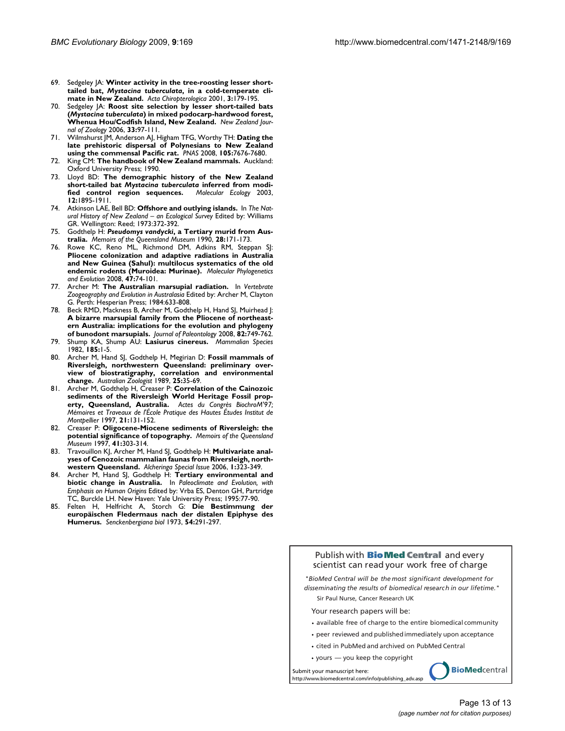69. Sedgeley JA: **Winter activity in the tree-roosting lesser short-tailed bat, *Mystacina tuberculata*, in a cold-temperate climate in New Zealand.** *Acta Chiropterologica* 2001, **3:**179-195.
70. Sedgeley JA: **Roost site selection by lesser short-tailed bats (*Mystacina tuberculata*) in mixed podocarp-hardwood forest, Whenua Hou/Codfish Island, New Zealand.** *New Zealand Journal of Zoology* 2006, **33:**97-111.
71. Wilmshurst JM, Anderson AJ, Higham TFG, Worthy TH: **Dating the late prehistoric dispersal of Polynesians to New Zealand using the commensal Pacific rat.** *PNAS* 2008, **105:**7676-7680.
72. King CM: **The handbook of New Zealand mammals.** Auckland: Oxford University Press; 1990.
73. Lloyd BD: **The demographic history of the New Zealand short-tailed bat *Mystacina tuberculata* inferred from modified control region sequences.** *Molecular Ecology* 2003, **12:**1895-1911.
74. Atkinson LAE, Bell BD: **Offshore and outlying islands.** In *The Natural History of New Zealand – an Ecological Survey* Edited by: Williams GR. Wellington: Reed; 1973:372-392.
75. Godthelp H: ***Pseudomys vandycki*, a Tertiary murid from Australia.** *Memoirs of the Queensland Museum* 1990, **28:**171-173.
76. Rowe KC, Reno ML, Richmond DM, Adkins RM, Steppan SJ: **Pliocene colonization and adaptive radiations in Australia and New Guinea (Sahul): multilocus systematics of the old endemic rodents (Muroidea: Murinae).** *Molecular Phylogenetics and Evolution* 2008, **47:**74-101.
77. Archer M: **The Australian marsupial radiation.** In *Vertebrate Zoogeography and Evolution in Australasia* Edited by: Archer M, Clayton G. Perth: Hesperian Press; 1984:633-808.
78. Beck RMD, Mackness B, Archer M, Godthelp H, Hand SJ, Muirhead J: **A bizarre marsupial family from the Pliocene of northeastern Australia: implications for the evolution and phylogeny of bunodont marsupials.** *Journal of Paleontology* 2008, **82:**749-762.
79. Shump KA, Shump AU: **Lasiurus cinereus.** *Mammalian Species* 1982, **185:**1-5.
80. Archer M, Hand SJ, Godthelp H, Megirian D: **Fossil mammals of Riversleigh, northwestern Queensland: preliminary overview of biostratigraphy, correlation and environmental change.** *Australian Zoologist* 1989, **25:**35-69.
81. Archer M, Godthelp H, Creaser P: **Correlation of the Cainozoic sediments of the Riversleigh World Heritage Fossil property, Queensland, Australia.** *Actes du Congrès BiochroM'97; Mémoires et Traveaux de l'École Pratique des Hautes Études Institut de Montpellier* 1997, **21:**131-152.
82. Creaser P: **Oligocene-Miocene sediments of Riversleigh: the potential significance of topography.** *Memoirs of the Queensland Museum* 1997, **41:**303-314.
83. Travouillon KJ, Archer M, Hand SJ, Godthelp H: **Multivariate analyses of Cenozoic mammalian faunas from Riversleigh, northwestern Queensland.** *Alcheringa Special Issue* 2006, **1:**323-349.
84. Archer M, Hand SJ, Godthelp H: **Tertiary environmental and biotic change in Australia.** In *Paleoclimate and Evolution, with Emphasis on Human Origins* Edited by: Vrba ES, Denton GH, Partridge TC, Burckle LH. New Haven: Yale University Press; 1995:77-90.
85. Felten H, Helfricht A, Storch G: **Die Bestimmung der europäischen Fledermaus nach der distalen Epiphyse des Humerus.** *Senckenbergiana biol* 1973, **54:**291-297.

Publish with **BioMed Central** and every scientist can read your work free of charge

*"BioMed Central will be the most significant development for disseminating the results of biomedical research in our lifetime."*
Sir Paul Nurse, Cancer Research UK

Your research papers will be:

- available free of charge to the entire biomedical community
- peer reviewed and published immediately upon acceptance
- cited in PubMed and archived on PubMed Central
- yours — you keep the copyright

Submit your manuscript here:
http://www.biomedcentral.com/info/publishing_adv.asp

**BioMed**central